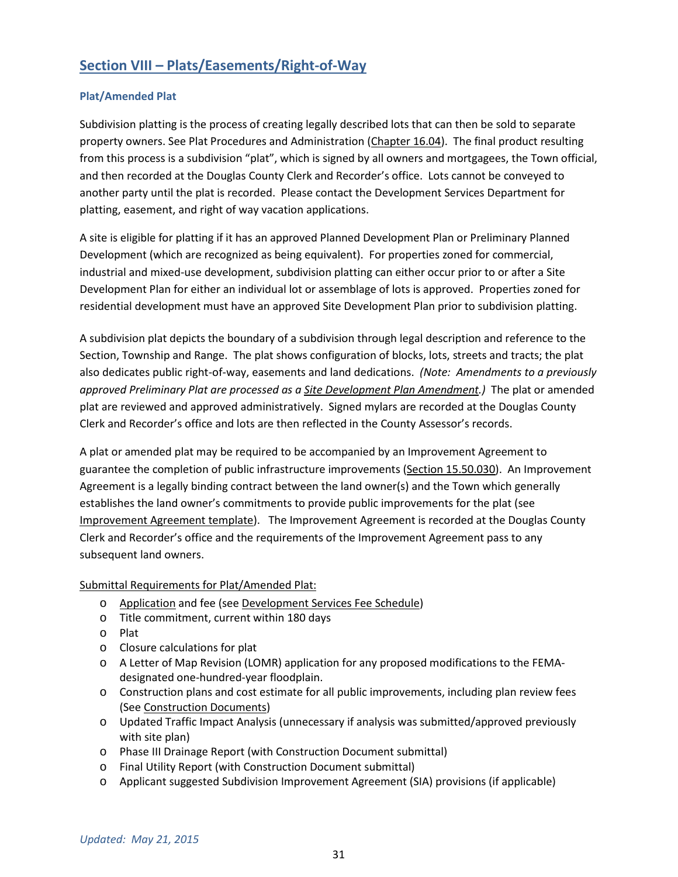## Section VIII – Plats/Easements/Right-of-Way

### Plat/Amended Plat

Subdivision platting is the process of creating legally described lots that can then be sold to separate property owners. See Plat Procedures and Administration (Chapter 16.04). The final product resulting from this process is a subdivision "plat", which is signed by all owners and mortgagees, the Town official, and then recorded at the Douglas County Clerk and Recorder's office. Lots cannot be conveyed to another party until the plat is recorded. Please contact the Development Services Department for platting, easement, and right of way vacation applications.

A site is eligible for platting if it has an approved Planned Development Plan or Preliminary Planned Development (which are recognized as being equivalent). For properties zoned for commercial, industrial and mixed-use development, subdivision platting can either occur prior to or after a Site Development Plan for either an individual lot or assemblage of lots is approved. Properties zoned for residential development must have an approved Site Development Plan prior to subdivision platting.

A subdivision plat depicts the boundary of a subdivision through legal description and reference to the Section, Township and Range. The plat shows configuration of blocks, lots, streets and tracts; the plat also dedicates public right-of-way, easements and land dedications. *(Note: Amendments to a previously approved Preliminary Plat are processed as a Site Development Plan Amendment.)* The plat or amended plat are reviewed and approved administratively. Signed mylars are recorded at the Douglas County Clerk and Recorder's office and lots are then reflected in the County Assessor's records.

A plat or amended plat may be required to be accompanied by an Improvement Agreement to guarantee the completion of public infrastructure improvements (Section 15.50.030). An Improvement Agreement is a legally binding contract between the land owner(s) and the Town which generally establishes the land owner's commitments to provide public improvements for the plat (see Improvement Agreement template). The Improvement Agreement is recorded at the Douglas County Clerk and Recorder's office and the requirements of the Improvement Agreement pass to any subsequent land owners.

Submittal Requirements for Plat/Amended Plat:

- Application and fee (see Development Services Fee Schedule)
- Title commitment, current within 180 days
- Plat
- Closure calculations for plat
- A Letter of Map Revision (LOMR) application for any proposed modifications to the FEMA-designated one-hundred-year floodplain.
- Construction plans and cost estimate for all public improvements, including plan review fees (See Construction Documents)
- Updated Traffic Impact Analysis (unnecessary if analysis was submitted/approved previously with site plan)
- Phase III Drainage Report (with Construction Document submittal)
- Final Utility Report (with Construction Document submittal)
- Applicant suggested Subdivision Improvement Agreement (SIA) provisions (if applicable)

*Updated: May 21, 2015*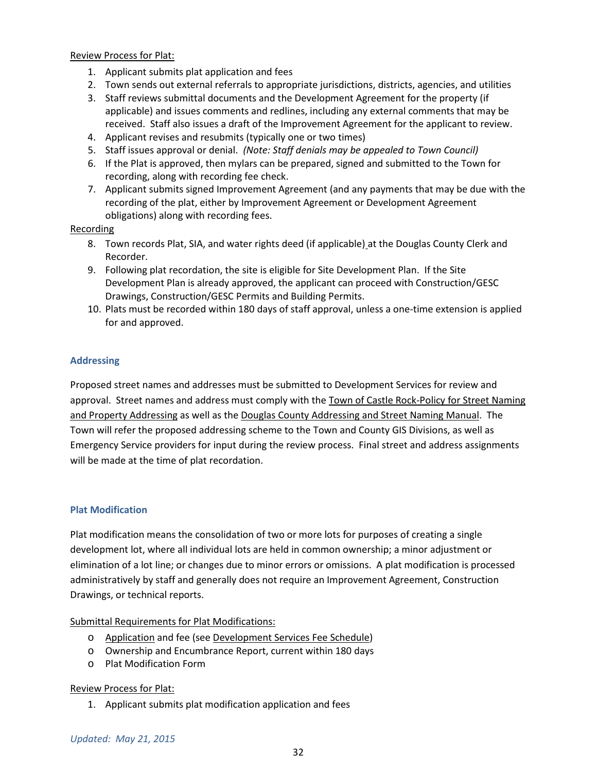Review Process for Plat:

1. Applicant submits plat application and fees
2. Town sends out external referrals to appropriate jurisdictions, districts, agencies, and utilities
3. Staff reviews submittal documents and the Development Agreement for the property (if applicable) and issues comments and redlines, including any external comments that may be received. Staff also issues a draft of the Improvement Agreement for the applicant to review.
4. Applicant revises and resubmits (typically one or two times)
5. Staff issues approval or denial. *(Note: Staff denials may be appealed to Town Council)*
6. If the Plat is approved, then mylars can be prepared, signed and submitted to the Town for recording, along with recording fee check.
7. Applicant submits signed Improvement Agreement (and any payments that may be due with the recording of the plat, either by Improvement Agreement or Development Agreement obligations) along with recording fees.

Recording

8. Town records Plat, SIA, and water rights deed (if applicable) at the Douglas County Clerk and Recorder.
9. Following plat recordation, the site is eligible for Site Development Plan. If the Site Development Plan is already approved, the applicant can proceed with Construction/GESC Drawings, Construction/GESC Permits and Building Permits.
10. Plats must be recorded within 180 days of staff approval, unless a one-time extension is applied for and approved.

### Addressing

Proposed street names and addresses must be submitted to Development Services for review and approval. Street names and address must comply with the Town of Castle Rock-Policy for Street Naming and Property Addressing as well as the Douglas County Addressing and Street Naming Manual. The Town will refer the proposed addressing scheme to the Town and County GIS Divisions, as well as Emergency Service providers for input during the review process. Final street and address assignments will be made at the time of plat recordation.

### Plat Modification

Plat modification means the consolidation of two or more lots for purposes of creating a single development lot, where all individual lots are held in common ownership; a minor adjustment or elimination of a lot line; or changes due to minor errors or omissions. A plat modification is processed administratively by staff and generally does not require an Improvement Agreement, Construction Drawings, or technical reports.

Submittal Requirements for Plat Modifications:

- Application and fee (see Development Services Fee Schedule)
- Ownership and Encumbrance Report, current within 180 days
- Plat Modification Form

Review Process for Plat:

1. Applicant submits plat modification application and fees

*Updated: May 21, 2015*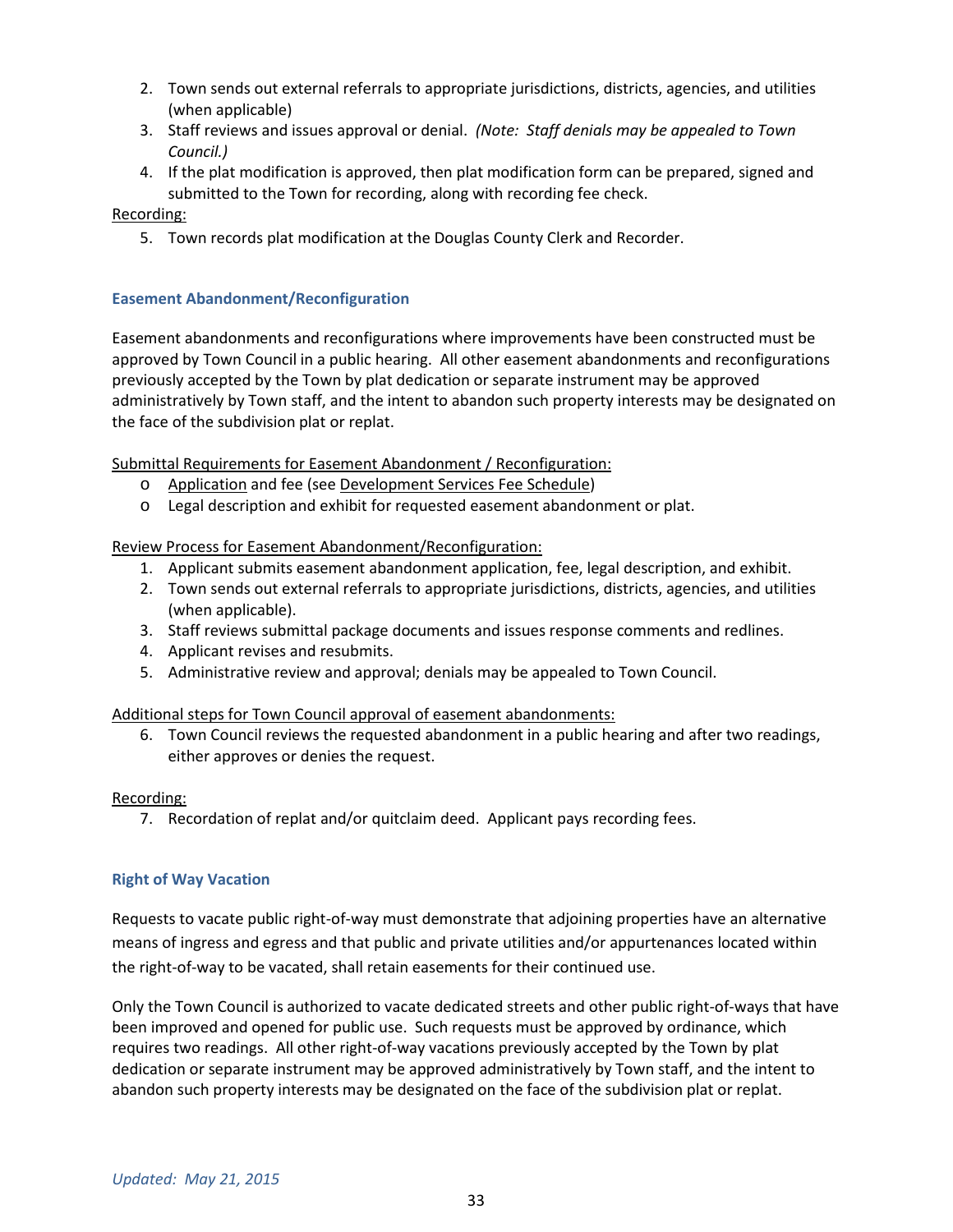2. Town sends out external referrals to appropriate jurisdictions, districts, agencies, and utilities (when applicable)
3. Staff reviews and issues approval or denial. *(Note: Staff denials may be appealed to Town Council.)*
4. If the plat modification is approved, then plat modification form can be prepared, signed and submitted to the Town for recording, along with recording fee check.

Recording:

5. Town records plat modification at the Douglas County Clerk and Recorder.

### Easement Abandonment/Reconfiguration

Easement abandonments and reconfigurations where improvements have been constructed must be approved by Town Council in a public hearing. All other easement abandonments and reconfigurations previously accepted by the Town by plat dedication or separate instrument may be approved administratively by Town staff, and the intent to abandon such property interests may be designated on the face of the subdivision plat or replat.

Submittal Requirements for Easement Abandonment / Reconfiguration:

- Application and fee (see Development Services Fee Schedule)
- Legal description and exhibit for requested easement abandonment or plat.

Review Process for Easement Abandonment/Reconfiguration:

1. Applicant submits easement abandonment application, fee, legal description, and exhibit.
2. Town sends out external referrals to appropriate jurisdictions, districts, agencies, and utilities (when applicable).
3. Staff reviews submittal package documents and issues response comments and redlines.
4. Applicant revises and resubmits.
5. Administrative review and approval; denials may be appealed to Town Council.

Additional steps for Town Council approval of easement abandonments:

6. Town Council reviews the requested abandonment in a public hearing and after two readings, either approves or denies the request.

Recording:

7. Recordation of replat and/or quitclaim deed. Applicant pays recording fees.

### Right of Way Vacation

Requests to vacate public right-of-way must demonstrate that adjoining properties have an alternative means of ingress and egress and that public and private utilities and/or appurtenances located within the right-of-way to be vacated, shall retain easements for their continued use.

Only the Town Council is authorized to vacate dedicated streets and other public right-of-ways that have been improved and opened for public use. Such requests must be approved by ordinance, which requires two readings. All other right-of-way vacations previously accepted by the Town by plat dedication or separate instrument may be approved administratively by Town staff, and the intent to abandon such property interests may be designated on the face of the subdivision plat or replat.

*Updated: May 21, 2015*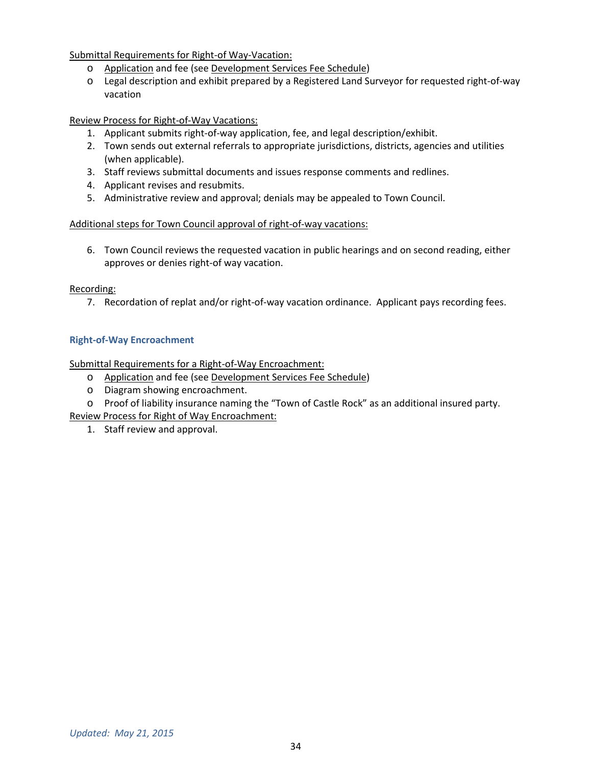Submittal Requirements for Right-of Way-Vacation:

- Application and fee (see Development Services Fee Schedule)
- Legal description and exhibit prepared by a Registered Land Surveyor for requested right-of-way vacation

Review Process for Right-of-Way Vacations:

1. Applicant submits right-of-way application, fee, and legal description/exhibit.
2. Town sends out external referrals to appropriate jurisdictions, districts, agencies and utilities (when applicable).
3. Staff reviews submittal documents and issues response comments and redlines.
4. Applicant revises and resubmits.
5. Administrative review and approval; denials may be appealed to Town Council.

Additional steps for Town Council approval of right-of-way vacations:

6. Town Council reviews the requested vacation in public hearings and on second reading, either approves or denies right-of way vacation.

Recording:

7. Recordation of replat and/or right-of-way vacation ordinance. Applicant pays recording fees.

### Right-of-Way Encroachment

Submittal Requirements for a Right-of-Way Encroachment:

- Application and fee (see Development Services Fee Schedule)
- Diagram showing encroachment.
- Proof of liability insurance naming the "Town of Castle Rock" as an additional insured party.

Review Process for Right of Way Encroachment:

1. Staff review and approval.

*Updated: May 21, 2015*